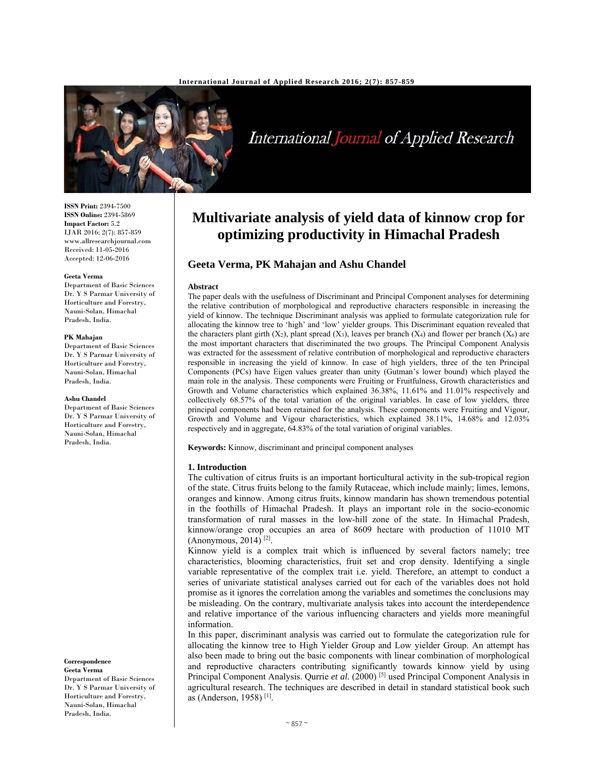# Multivariate analysis of yield data of kinnow crop for optimizing productivity in Himachal Pradesh

**ISSN Print:** 2394-7500
**ISSN Online:** 2394-5869
**Impact Factor:** 5.2
IJAR 2016; 2(7): 857-859
www.allresearchjournal.com
Received: 11-05-2016
Accepted: 12-06-2016

**Geeta Verma**
Department of Basic Sciences Dr. Y S Parmar University of Horticulture and Forestry, Nauni-Solan, Himachal Pradesh, India.

**PK Mahajan**
Department of Basic Sciences Dr. Y S Parmar University of Horticulture and Forestry, Nauni-Solan, Himachal Pradesh, India.

**Ashu Chandel**
Department of Basic Sciences Dr. Y S Parmar University of Horticulture and Forestry, Nauni-Solan, Himachal Pradesh, India.

**Correspondence**
**Geeta Verma**
Department of Basic Sciences Dr. Y S Parmar University of Horticulture and Forestry, Nauni-Solan, Himachal Pradesh, India.

## Geeta Verma, PK Mahajan and Ashu Chandel

### Abstract

The paper deals with the usefulness of Discriminant and Principal Component analyses for determining the relative contribution of morphological and reproductive characters responsible in increasing the yield of kinnow. The technique Discriminant analysis was applied to formulate categorization rule for allocating the kinnow tree to 'high' and 'low' yielder groups. This Discriminant equation revealed that the characters plant girth ($X_2$), plant spread ($X_3$), leaves per branch ($X_4$) and flower per branch ($X_6$) are the most important characters that discriminated the two groups. The Principal Component Analysis was extracted for the assessment of relative contribution of morphological and reproductive characters responsible in increasing the yield of kinnow. In case of high yielders, three of the ten Principal Components (PCs) have Eigen values greater than unity (Gutman's lower bound) which played the main role in the analysis. These components were Fruiting or Fruitfulness, Growth characteristics and Growth and Volume characteristics which explained 36.38%, 11.61% and 11.01% respectively and collectively 68.57% of the total variation of the original variables. In case of low yielders, three principal components had been retained for the analysis. These components were Fruiting and Vigour, Growth and Volume and Vigour characteristics, which explained 38.11%, 14.68% and 12.03% respectively and in aggregate, 64.83% of the total variation of original variables.

**Keywords:** Kinnow, discriminant and principal component analyses

### 1. Introduction

The cultivation of citrus fruits is an important horticultural activity in the sub-tropical region of the state. Citrus fruits belong to the family Rutaceae, which include mainly; limes, lemons, oranges and kinnow. Among citrus fruits, kinnow mandarin has shown tremendous potential in the foothills of Himachal Pradesh. It plays an important role in the socio-economic transformation of rural masses in the low-hill zone of the state. In Himachal Pradesh, kinnow/orange crop occupies an area of 8609 hectare with production of 11010 MT (Anonymous, 2014) [2].

Kinnow yield is a complex trait which is influenced by several factors namely; tree characteristics, blooming characteristics, fruit set and crop density. Identifying a single variable representative of the complex trait i.e. yield. Therefore, an attempt to conduct a series of univariate statistical analyses carried out for each of the variables does not hold promise as it ignores the correlation among the variables and sometimes the conclusions may be misleading. On the contrary, multivariate analysis takes into account the interdependence and relative importance of the various influencing characters and yields more meaningful information.

In this paper, discriminant analysis was carried out to formulate the categorization rule for allocating the kinnow tree to High Yielder Group and Low yielder Group. An attempt has also been made to bring out the basic components with linear combination of morphological and reproductive characters contributing significantly towards kinnow yield by using Principal Component Analysis. Qurrie *et al.* (2000) [5] used Principal Component Analysis in agricultural research. The techniques are described in detail in standard statistical book such as (Anderson, 1958) [1].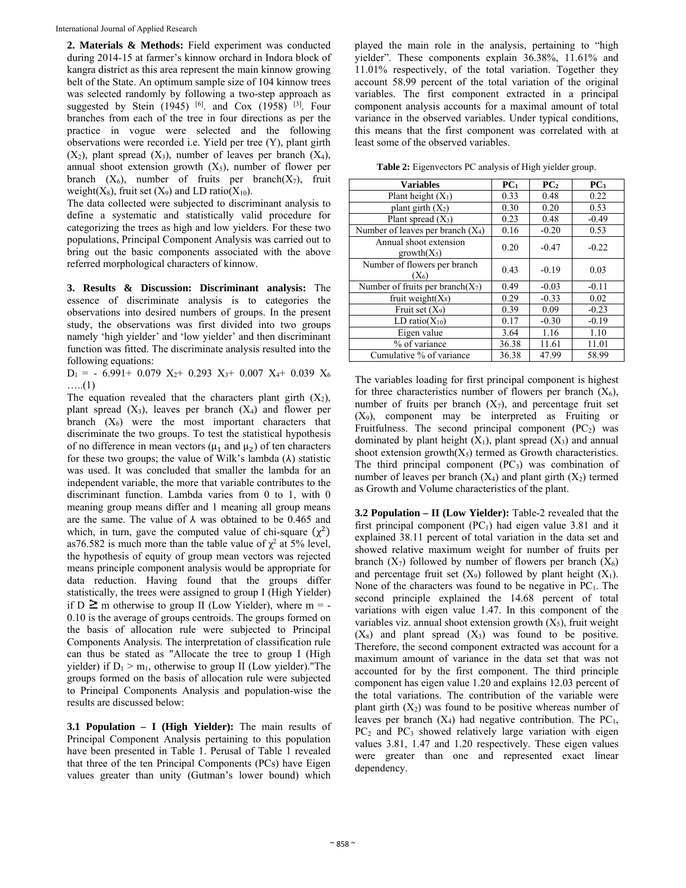**2. Materials & Methods:** Field experiment was conducted during 2014-15 at farmer's kinnow orchard in Indora block of kangra district as this area represent the main kinnow growing belt of the State. An optimum sample size of 104 kinnow trees was selected randomly by following a two-step approach as suggested by Stein (1945) [6]. and Cox (1958) [3]. Four branches from each of the tree in four directions as per the practice in vogue were selected and the following observations were recorded i.e. Yield per tree (Y), plant girth ($X_2$), plant spread ($X_3$), number of leaves per branch ($X_4$), annual shoot extension growth ($X_5$), number of flower per branch ($X_6$), number of fruits per branch($X_7$), fruit weight($X_8$), fruit set ($X_9$) and LD ratio($X_{10}$).

The data collected were subjected to discriminant analysis to define a systematic and statistically valid procedure for categorizing the trees as high and low yielders. For these two populations, Principal Component Analysis was carried out to bring out the basic components associated with the above referred morphological characters of kinnow.

**3. Results & Discussion: Discriminant analysis:** The essence of discriminate analysis is to categories the observations into desired numbers of groups. In the present study, the observations was first divided into two groups namely 'high yielder' and 'low yielder' and then discriminant function was fitted. The discriminate analysis resulted into the following equations:

$D_1 = -6.991 + 0.079\ X_2 + 0.293\ X_3 + 0.007\ X_4 + 0.039\ X_6$ …..(1)

The equation revealed that the characters plant girth ($X_2$), plant spread ($X_3$), leaves per branch ($X_4$) and flower per branch ($X_6$) were the most important characters that discriminate the two groups. To test the statistical hypothesis of no difference in mean vectors ($\mu_1$ and $\mu_2$) of ten characters for these two groups; the value of Wilk's lambda (λ) statistic was used. It was concluded that smaller the lambda for an independent variable, the more that variable contributes to the discriminant function. Lambda varies from 0 to 1, with 0 meaning group means differ and 1 meaning all group means are the same. The value of λ was obtained to be 0.465 and which, in turn, gave the computed value of chi-square ($\chi^2$) as76.582 is much more than the table value of $\chi^2$ at 5% level, the hypothesis of equity of group mean vectors was rejected means principle component analysis would be appropriate for data reduction. Having found that the groups differ statistically, the trees were assigned to group I (High Yielder) if D ≥ m otherwise to group II (Low Yielder), where m = -0.10 is the average of groups centroids. The groups formed on the basis of allocation rule were subjected to Principal Components Analysis. The interpretation of classification rule can thus be stated as "Allocate the tree to group I (High yielder) if $D_1 > m_1$, otherwise to group II (Low yielder)."The groups formed on the basis of allocation rule were subjected to Principal Components Analysis and population-wise the results are discussed below:

**3.1 Population – I (High Yielder):** The main results of Principal Component Analysis pertaining to this population have been presented in Table 1. Perusal of Table 1 revealed that three of the ten Principal Components (PCs) have Eigen values greater than unity (Gutman's lower bound) which played the main role in the analysis, pertaining to "high yielder". These components explain 36.38%, 11.61% and 11.01% respectively, of the total variation. Together they account 58.99 percent of the total variation of the original variables. The first component extracted in a principal component analysis accounts for a maximal amount of total variance in the observed variables. Under typical conditions, this means that the first component was correlated with at least some of the observed variables.

**Table 2:** Eigenvectors PC analysis of High yielder group.

| Variables | $PC_1$ | $PC_2$ | $PC_3$ |
|---|---|---|---|
| Plant height ($X_1$) | 0.33 | 0.48 | 0.22 |
| plant girth ($X_2$) | 0.30 | 0.20 | 0.53 |
| Plant spread ($X_3$) | 0.23 | 0.48 | -0.49 |
| Number of leaves per branch ($X_4$) | 0.16 | -0.20 | 0.53 |
| Annual shoot extension growth($X_5$) | 0.20 | -0.47 | -0.22 |
| Number of flowers per branch ($X_6$) | 0.43 | -0.19 | 0.03 |
| Number of fruits per branch($X_7$) | 0.49 | -0.03 | -0.11 |
| fruit weight($X_8$) | 0.29 | -0.33 | 0.02 |
| Fruit set ($X_9$) | 0.39 | 0.09 | -0.23 |
| LD ratio($X_{10}$) | 0.17 | -0.30 | -0.19 |
| Eigen value | 3.64 | 1.16 | 1.10 |
| % of variance | 36.38 | 11.61 | 11.01 |
| Cumulative % of variance | 36.38 | 47.99 | 58.99 |

The variables loading for first principal component is highest for three characteristics number of flowers per branch ($X_6$), number of fruits per branch ($X_7$), and percentage fruit set ($X_9$), component may be interpreted as Fruiting or Fruitfulness. The second principal component ($PC_2$) was dominated by plant height ($X_1$), plant spread ($X_3$) and annual shoot extension growth($X_5$) termed as Growth characteristics. The third principal component ($PC_3$) was combination of number of leaves per branch ($X_4$) and plant girth ($X_2$) termed as Growth and Volume characteristics of the plant.

**3.2 Population – II (Low Yielder):** Table-2 revealed that the first principal component ($PC_1$) had eigen value 3.81 and it explained 38.11 percent of total variation in the data set and showed relative maximum weight for number of fruits per branch ($X_7$) followed by number of flowers per branch ($X_6$) and percentage fruit set ($X_9$) followed by plant height ($X_1$). None of the characters was found to be negative in $PC_1$. The second principle explained the 14.68 percent of total variations with eigen value 1.47. In this component of the variables viz. annual shoot extension growth ($X_5$), fruit weight ($X_8$) and plant spread ($X_3$) was found to be positive. Therefore, the second component extracted was account for a maximum amount of variance in the data set that was not accounted for by the first component. The third principle component has eigen value 1.20 and explains 12.03 percent of the total variations. The contribution of the variable were plant girth ($X_2$) was found to be positive whereas number of leaves per branch ($X_4$) had negative contribution. The $PC_1$, $PC_2$ and $PC_3$ showed relatively large variation with eigen values 3.81, 1.47 and 1.20 respectively. These eigen values were greater than one and represented exact linear dependency.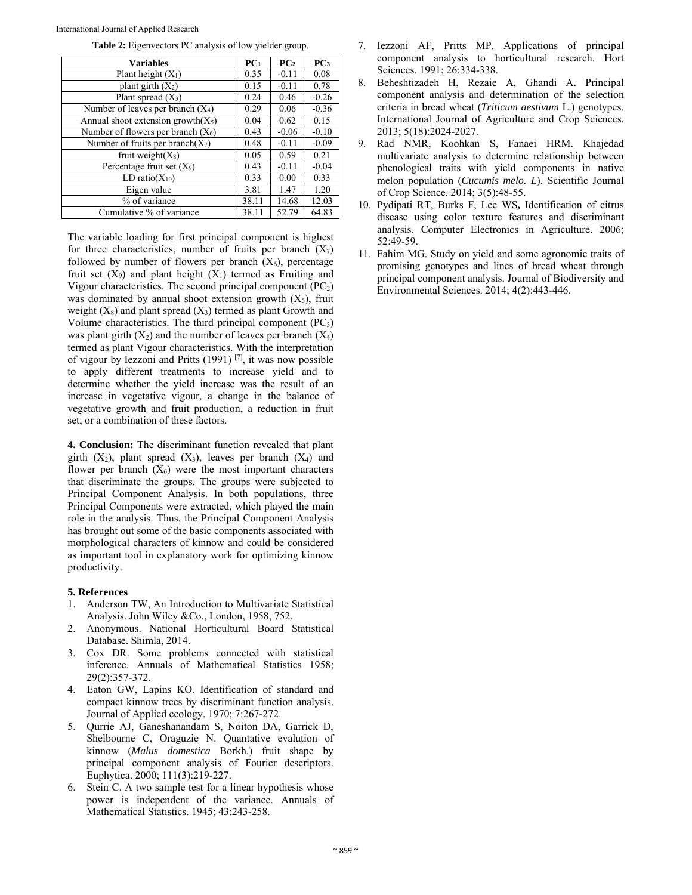**Table 2:** Eigenvectors PC analysis of low yielder group.

| Variables | $PC_1$ | $PC_2$ | $PC_3$ |
|---|---|---|---|
| Plant height ($X_1$) | 0.35 | -0.11 | 0.08 |
| plant girth ($X_2$) | 0.15 | -0.11 | 0.78 |
| Plant spread ($X_3$) | 0.24 | 0.46 | -0.26 |
| Number of leaves per branch ($X_4$) | 0.29 | 0.06 | -0.36 |
| Annual shoot extension growth($X_5$) | 0.04 | 0.62 | 0.15 |
| Number of flowers per branch ($X_6$) | 0.43 | -0.06 | -0.10 |
| Number of fruits per branch($X_7$) | 0.48 | -0.11 | -0.09 |
| fruit weight($X_8$) | 0.05 | 0.59 | 0.21 |
| Percentage fruit set ($X_9$) | 0.43 | -0.11 | -0.04 |
| LD ratio($X_{10}$) | 0.33 | 0.00 | 0.33 |
| Eigen value | 3.81 | 1.47 | 1.20 |
| % of variance | 38.11 | 14.68 | 12.03 |
| Cumulative % of variance | 38.11 | 52.79 | 64.83 |

The variable loading for first principal component is highest for three characteristics, number of fruits per branch ($X_7$) followed by number of flowers per branch ($X_6$), percentage fruit set ($X_9$) and plant height ($X_1$) termed as Fruiting and Vigour characteristics. The second principal component ($PC_2$) was dominated by annual shoot extension growth ($X_5$), fruit weight ($X_8$) and plant spread ($X_3$) termed as plant Growth and Volume characteristics. The third principal component ($PC_3$) was plant girth ($X_2$) and the number of leaves per branch ($X_4$) termed as plant Vigour characteristics. With the interpretation of vigour by Iezzoni and Pritts (1991) [7], it was now possible to apply different treatments to increase yield and to determine whether the yield increase was the result of an increase in vegetative vigour, a change in the balance of vegetative growth and fruit production, a reduction in fruit set, or a combination of these factors.

**4. Conclusion:** The discriminant function revealed that plant girth ($X_2$), plant spread ($X_3$), leaves per branch ($X_4$) and flower per branch ($X_6$) were the most important characters that discriminate the groups. The groups were subjected to Principal Component Analysis. In both populations, three Principal Components were extracted, which played the main role in the analysis. Thus, the Principal Component Analysis has brought out some of the basic components associated with morphological characters of kinnow and could be considered as important tool in explanatory work for optimizing kinnow productivity.

## 5. References

1. Anderson TW, An Introduction to Multivariate Statistical Analysis. John Wiley &Co., London, 1958, 752.
2. Anonymous. National Horticultural Board Statistical Database. Shimla, 2014.
3. Cox DR. Some problems connected with statistical inference. Annuals of Mathematical Statistics 1958; 29(2):357-372.
4. Eaton GW, Lapins KO. Identification of standard and compact kinnow trees by discriminant function analysis. Journal of Applied ecology. 1970; 7:267-272.
5. Qurrie AJ, Ganeshanandam S, Noiton DA, Garrick D, Shelbourne C, Oraguzie N. Quantative evalution of kinnow (*Malus domestica* Borkh.) fruit shape by principal component analysis of Fourier descriptors. Euphytica. 2000; 111(3):219-227.
6. Stein C. A two sample test for a linear hypothesis whose power is independent of the variance. Annuals of Mathematical Statistics. 1945; 43:243-258.
7. Iezzoni AF, Pritts MP. Applications of principal component analysis to horticultural research. Hort Sciences. 1991; 26:334-338.
8. Beheshtizadeh H, Rezaie A, Ghandi A. Principal component analysis and determination of the selection criteria in bread wheat (*Triticum aestivum* L.) genotypes. International Journal of Agriculture and Crop Sciences. 2013; 5(18):2024-2027.
9. Rad NMR, Koohkan S, Fanaei HRM. Khajedad multivariate analysis to determine relationship between phenological traits with yield components in native melon population (*Cucumis melo. L*). Scientific Journal of Crop Science. 2014; 3(5):48-55.
10. Pydipati RT, Burks F, Lee WS**,** Identification of citrus disease using color texture features and discriminant analysis. Computer Electronics in Agriculture. 2006; 52:49-59.
11. Fahim MG. Study on yield and some agronomic traits of promising genotypes and lines of bread wheat through principal component analysis. Journal of Biodiversity and Environmental Sciences. 2014; 4(2):443-446.